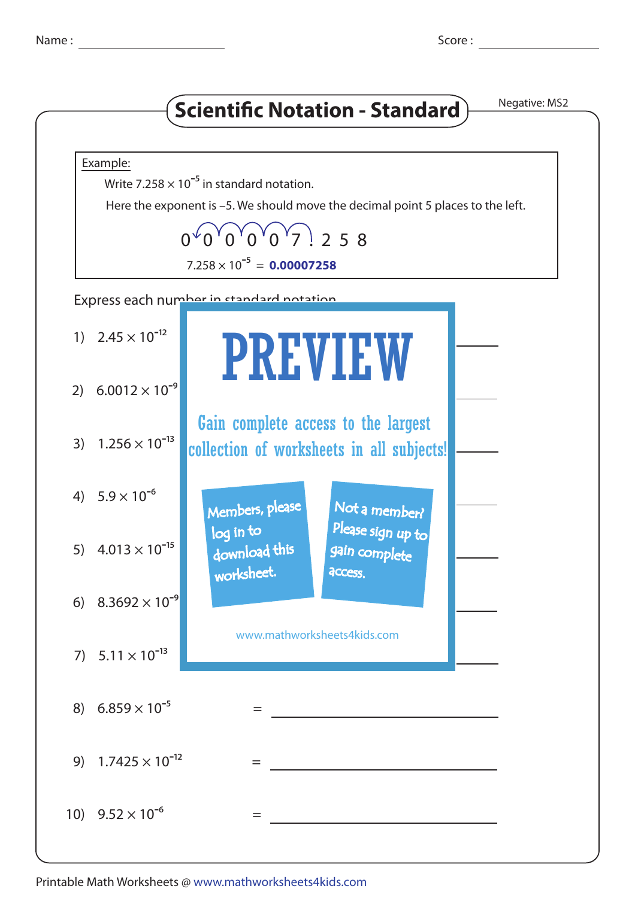Name : ______________ Score : ______________

# Scientific Notation - Standard

Negative: MS2

Example:

Write $7.258 \times 10^{-5}$ in standard notation.

Here the exponent is –5. We should move the decimal point 5 places to the left.

0 0 0 0 0 7 . 2 5 8

$7.258 \times 10^{-5} = $ **0.00007258**

Express each number in standard notation.

1) $2.45 \times 10^{-12}$ = ______________

2) $6.0012 \times 10^{-9}$ = ______________

3) $1.256 \times 10^{-13}$ = ______________

4) $5.9 \times 10^{-6}$ = ______________

5) $4.013 \times 10^{-15}$ = ______________

6) $8.3692 \times 10^{-9}$ = ______________

7) $5.11 \times 10^{-13}$ = ______________

8) $6.859 \times 10^{-5}$ = ______________

9) $1.7425 \times 10^{-12}$ = ______________

10) $9.52 \times 10^{-6}$ = ______________

PREVIEW

Gain complete access to the largest collection of worksheets in all subjects!

Members, please log in to download this worksheet.

Not a member? Please sign up to gain complete access.

www.mathworksheets4kids.com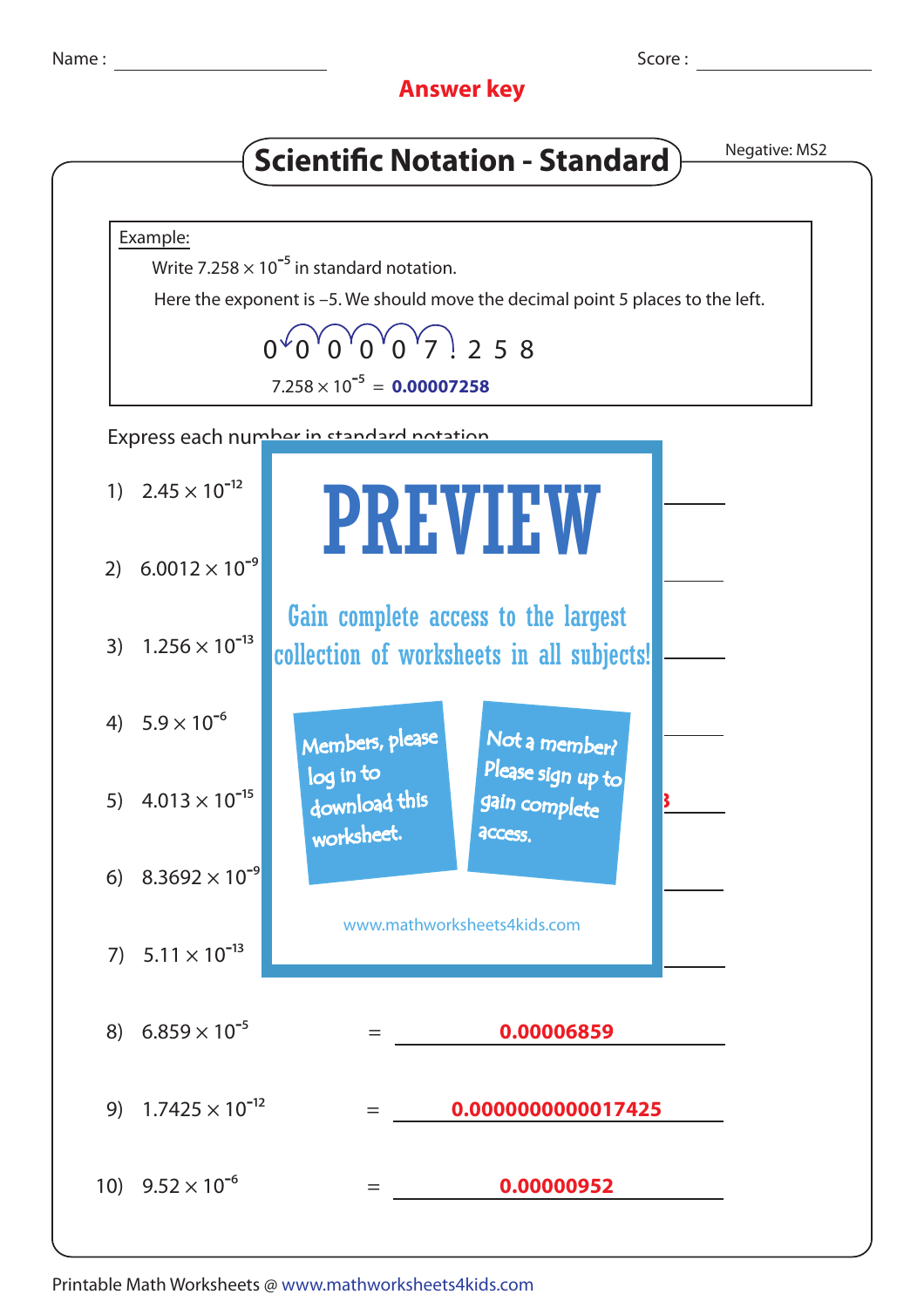Name : ____________ Score : ____________

**Answer key**

# Scientific Notation - Standard

Negative: MS2

Example:

Write $7.258 \times 10^{-5}$ in standard notation.

Here the exponent is –5. We should move the decimal point 5 places to the left.

0 0 0 0 0 7 . 2 5 8

$7.258 \times 10^{-5}$ = **0.00007258**

Express each number in standard notation.

1) $2.45 \times 10^{-12}$

2) $6.0012 \times 10^{-9}$

3) $1.256 \times 10^{-13}$

4) $5.9 \times 10^{-6}$

5) $4.013 \times 10^{-15}$

6) $8.3692 \times 10^{-9}$

7) $5.11 \times 10^{-13}$

8) $6.859 \times 10^{-5}$ = **0.00006859**

9) $1.7425 \times 10^{-12}$ = **0.0000000000017425**

10) $9.52 \times 10^{-6}$ = **0.00000952**

PREVIEW

Gain complete access to the largest collection of worksheets in all subjects!

Members, please log in to download this worksheet.

Not a member? Please sign up to gain complete access.

www.mathworksheets4kids.com

Printable Math Worksheets @ www.mathworksheets4kids.com